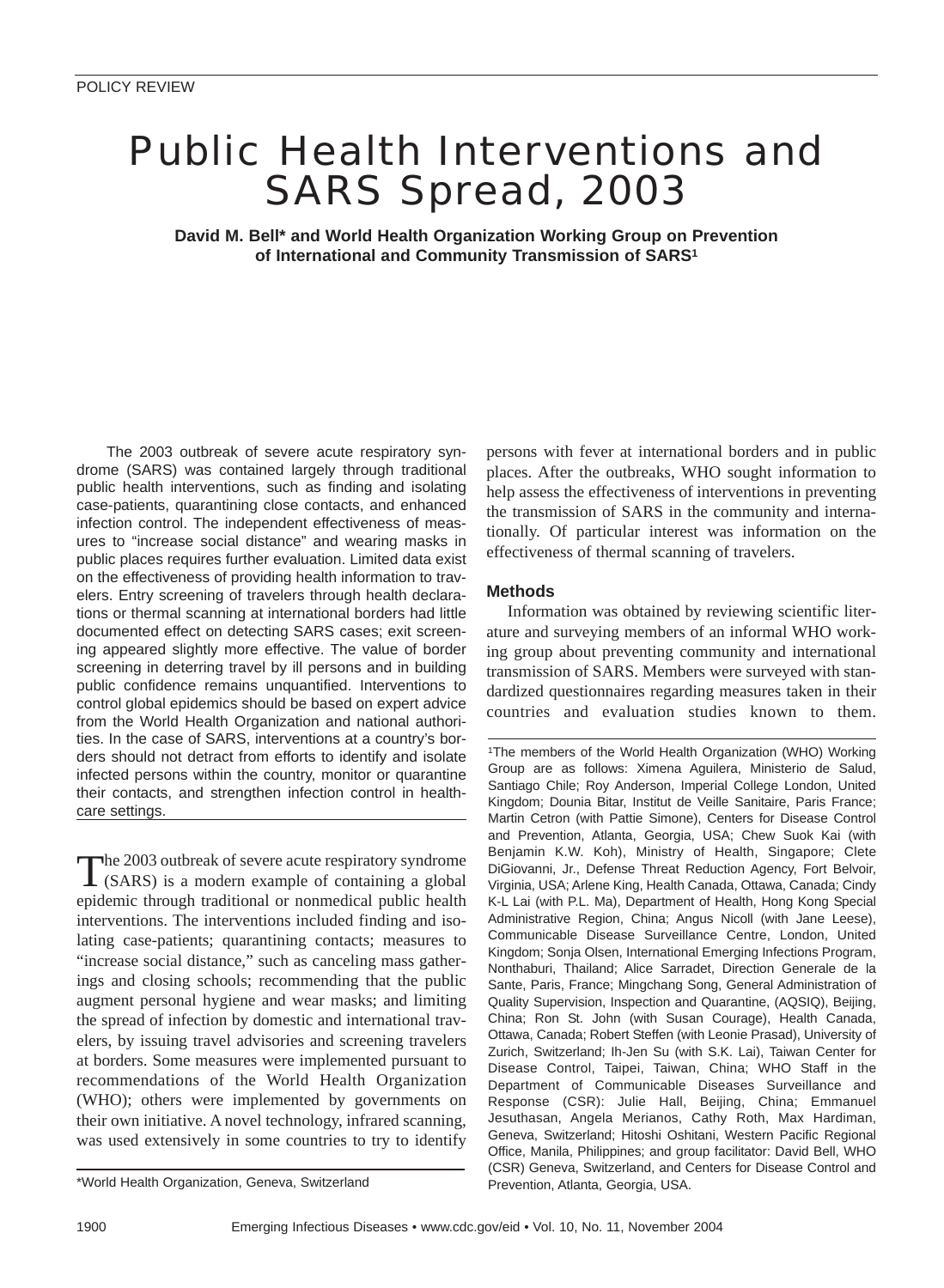POLICY REVIEW

# Public Health Interventions and SARS Spread, 2003

**David M. Bell\* and World Health Organization Working Group on Prevention of International and Community Transmission of SARS[1]**

The 2003 outbreak of severe acute respiratory syndrome (SARS) was contained largely through traditional public health interventions, such as finding and isolating case-patients, quarantining close contacts, and enhanced infection control. The independent effectiveness of measures to "increase social distance" and wearing masks in public places requires further evaluation. Limited data exist on the effectiveness of providing health information to travelers. Entry screening of travelers through health declarations or thermal scanning at international borders had little documented effect on detecting SARS cases; exit screening appeared slightly more effective. The value of border screening in deterring travel by ill persons and in building public confidence remains unquantified. Interventions to control global epidemics should be based on expert advice from the World Health Organization and national authorities. In the case of SARS, interventions at a country's borders should not detract from efforts to identify and isolate infected persons within the country, monitor or quarantine their contacts, and strengthen infection control in health-care settings.

The 2003 outbreak of severe acute respiratory syndrome (SARS) is a modern example of containing a global epidemic through traditional or nonmedical public health interventions. The interventions included finding and isolating case-patients; quarantining contacts; measures to "increase social distance," such as canceling mass gatherings and closing schools; recommending that the public augment personal hygiene and wear masks; and limiting the spread of infection by domestic and international travelers, by issuing travel advisories and screening travelers at borders. Some measures were implemented pursuant to recommendations of the World Health Organization (WHO); others were implemented by governments on their own initiative. A novel technology, infrared scanning, was used extensively in some countries to try to identify persons with fever at international borders and in public places. After the outbreaks, WHO sought information to help assess the effectiveness of interventions in preventing the transmission of SARS in the community and internationally. Of particular interest was information on the effectiveness of thermal scanning of travelers.

## Methods

Information was obtained by reviewing scientific literature and surveying members of an informal WHO working group about preventing community and international transmission of SARS. Members were surveyed with standardized questionnaires regarding measures taken in their countries and evaluation studies known to them.

\*World Health Organization, Geneva, Switzerland

[1]The members of the World Health Organization (WHO) Working Group are as follows: Ximena Aguilera, Ministerio de Salud, Santiago Chile; Roy Anderson, Imperial College London, United Kingdom; Dounia Bitar, Institut de Veille Sanitaire, Paris France; Martin Cetron (with Pattie Simone), Centers for Disease Control and Prevention, Atlanta, Georgia, USA; Chew Suok Kai (with Benjamin K.W. Koh), Ministry of Health, Singapore; Clete DiGiovanni, Jr., Defense Threat Reduction Agency, Fort Belvoir, Virginia, USA; Arlene King, Health Canada, Ottawa, Canada; Cindy K-L Lai (with P.L. Ma), Department of Health, Hong Kong Special Administrative Region, China; Angus Nicoll (with Jane Leese), Communicable Disease Surveillance Centre, London, United Kingdom; Sonja Olsen, International Emerging Infections Program, Nonthaburi, Thailand; Alice Sarradet, Direction Generale de la Sante, Paris, France; Mingchang Song, General Administration of Quality Supervision, Inspection and Quarantine, (AQSIQ), Beijing, China; Ron St. John (with Susan Courage), Health Canada, Ottawa, Canada; Robert Steffen (with Leonie Prasad), University of Zurich, Switzerland; Ih-Jen Su (with S.K. Lai), Taiwan Center for Disease Control, Taipei, Taiwan, China; WHO Staff in the Department of Communicable Diseases Surveillance and Response (CSR): Julie Hall, Beijing, China; Emmanuel Jesuthasan, Angela Merianos, Cathy Roth, Max Hardiman, Geneva, Switzerland; Hitoshi Oshitani, Western Pacific Regional Office, Manila, Philippines; and group facilitator: David Bell, WHO (CSR) Geneva, Switzerland, and Centers for Disease Control and Prevention, Atlanta, Georgia, USA.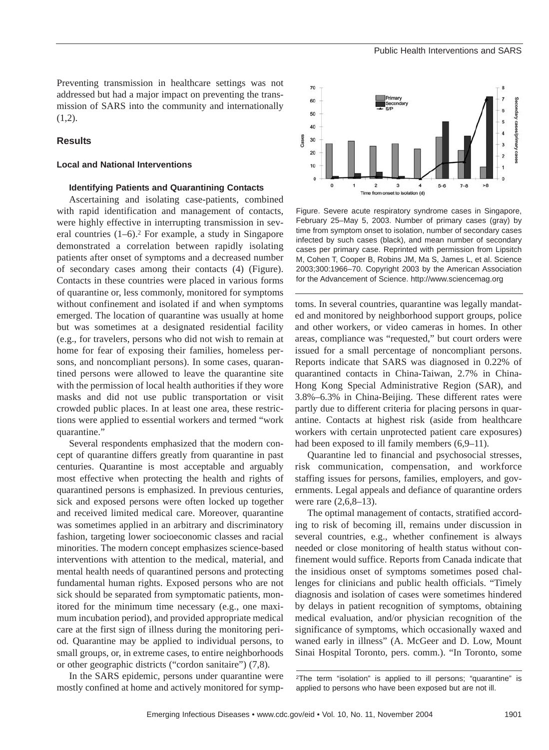Preventing transmission in healthcare settings was not addressed but had a major impact on preventing the transmission of SARS into the community and internationally (1,2).

## Results

### Local and National Interventions

#### Identifying Patients and Quarantining Contacts

Ascertaining and isolating case-patients, combined with rapid identification and management of contacts, were highly effective in interrupting transmission in several countries (1–6).[2] For example, a study in Singapore demonstrated a correlation between rapidly isolating patients after onset of symptoms and a decreased number of secondary cases among their contacts (4) (Figure). Contacts in these countries were placed in various forms of quarantine or, less commonly, monitored for symptoms without confinement and isolated if and when symptoms emerged. The location of quarantine was usually at home but was sometimes at a designated residential facility (e.g., for travelers, persons who did not wish to remain at home for fear of exposing their families, homeless persons, and noncompliant persons). In some cases, quarantined persons were allowed to leave the quarantine site with the permission of local health authorities if they wore masks and did not use public transportation or visit crowded public places. In at least one area, these restrictions were applied to essential workers and termed "work quarantine."

Several respondents emphasized that the modern concept of quarantine differs greatly from quarantine in past centuries. Quarantine is most acceptable and arguably most effective when protecting the health and rights of quarantined persons is emphasized. In previous centuries, sick and exposed persons were often locked up together and received limited medical care. Moreover, quarantine was sometimes applied in an arbitrary and discriminatory fashion, targeting lower socioeconomic classes and racial minorities. The modern concept emphasizes science-based interventions with attention to the medical, material, and mental health needs of quarantined persons and protecting fundamental human rights. Exposed persons who are not sick should be separated from symptomatic patients, monitored for the minimum time necessary (e.g., one maximum incubation period), and provided appropriate medical care at the first sign of illness during the monitoring period. Quarantine may be applied to individual persons, to small groups, or, in extreme cases, to entire neighborhoods or other geographic districts ("cordon sanitaire") (7,8).

In the SARS epidemic, persons under quarantine were mostly confined at home and actively monitored for symptoms. In several countries, quarantine was legally mandated and monitored by neighborhood support groups, police and other workers, or video cameras in homes. In other areas, compliance was "requested," but court orders were issued for a small percentage of noncompliant persons. Reports indicate that SARS was diagnosed in 0.22% of quarantined contacts in China-Taiwan, 2.7% in China-Hong Kong Special Administrative Region (SAR), and 3.8%–6.3% in China-Beijing. These different rates were partly due to different criteria for placing persons in quarantine. Contacts at highest risk (aside from healthcare workers with certain unprotected patient care exposures) had been exposed to ill family members (6,9–11).

Figure. Severe acute respiratory syndrome cases in Singapore, February 25–May 5, 2003. Number of primary cases (gray) by time from symptom onset to isolation, number of secondary cases infected by such cases (black), and mean number of secondary cases per primary case. Reprinted with permission from Lipsitch M, Cohen T, Cooper B, Robins JM, Ma S, James L, et al. Science 2003;300:1966–70. Copyright 2003 by the American Association for the Advancement of Science. http://www.sciencemag.org

Quarantine led to financial and psychosocial stresses, risk communication, compensation, and workforce staffing issues for persons, families, employers, and governments. Legal appeals and defiance of quarantine orders were rare (2,6,8–13).

The optimal management of contacts, stratified according to risk of becoming ill, remains under discussion in several countries, e.g., whether confinement is always needed or close monitoring of health status without confinement would suffice. Reports from Canada indicate that the insidious onset of symptoms sometimes posed challenges for clinicians and public health officials. "Timely diagnosis and isolation of cases were sometimes hindered by delays in patient recognition of symptoms, obtaining medical evaluation, and/or physician recognition of the significance of symptoms, which occasionally waxed and waned early in illness" (A. McGeer and D. Low, Mount Sinai Hospital Toronto, pers. comm.). "In Toronto, some

[2] The term "isolation" is applied to ill persons; "quarantine" is applied to persons who have been exposed but are not ill.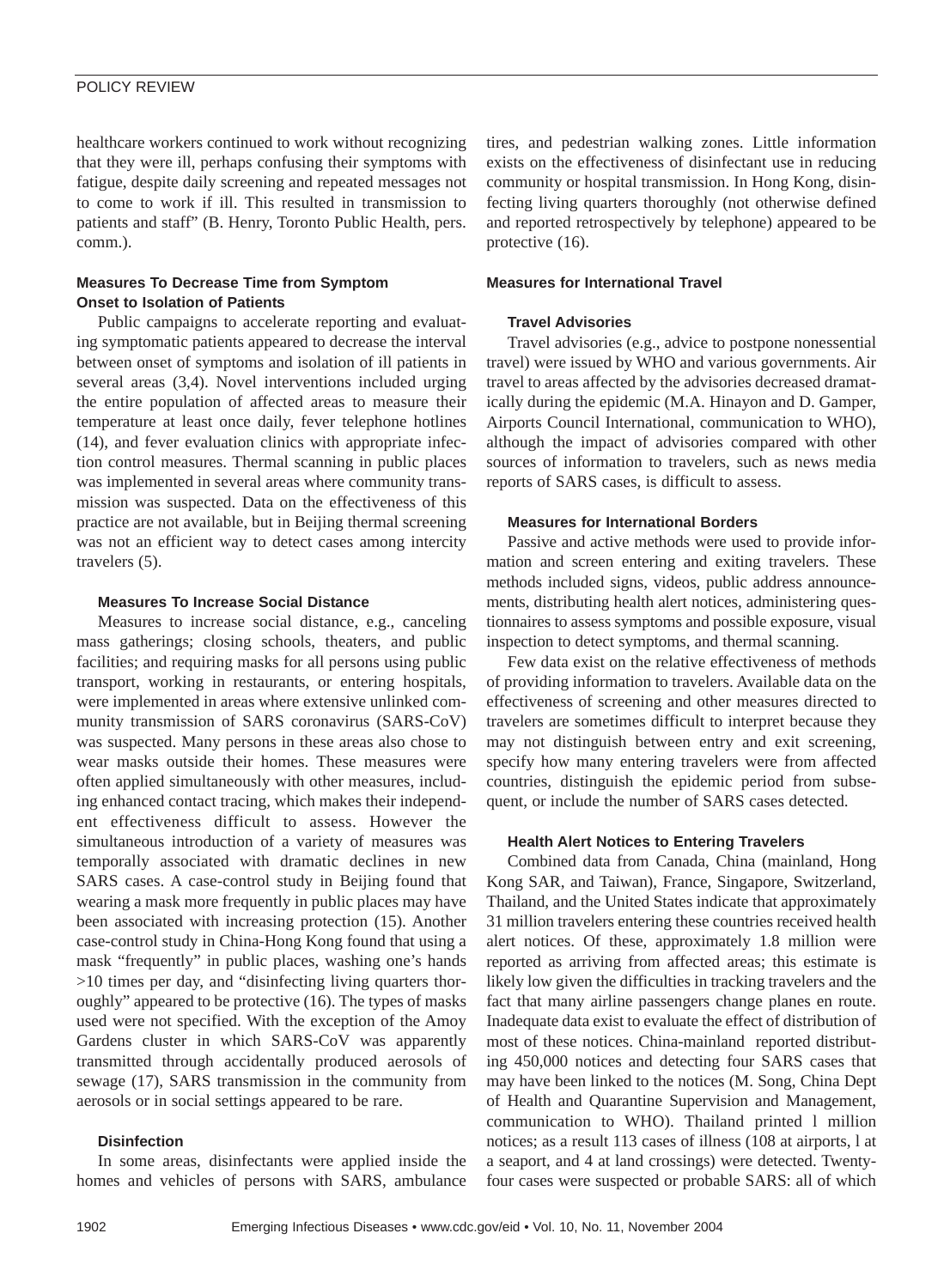healthcare workers continued to work without recognizing that they were ill, perhaps confusing their symptoms with fatigue, despite daily screening and repeated messages not to come to work if ill. This resulted in transmission to patients and staff" (B. Henry, Toronto Public Health, pers. comm.).

### Measures To Decrease Time from Symptom Onset to Isolation of Patients

Public campaigns to accelerate reporting and evaluating symptomatic patients appeared to decrease the interval between onset of symptoms and isolation of ill patients in several areas (3,4). Novel interventions included urging the entire population of affected areas to measure their temperature at least once daily, fever telephone hotlines (14), and fever evaluation clinics with appropriate infection control measures. Thermal scanning in public places was implemented in several areas where community transmission was suspected. Data on the effectiveness of this practice are not available, but in Beijing thermal screening was not an efficient way to detect cases among intercity travelers (5).

#### Measures To Increase Social Distance

Measures to increase social distance, e.g., canceling mass gatherings; closing schools, theaters, and public facilities; and requiring masks for all persons using public transport, working in restaurants, or entering hospitals, were implemented in areas where extensive unlinked community transmission of SARS coronavirus (SARS-CoV) was suspected. Many persons in these areas also chose to wear masks outside their homes. These measures were often applied simultaneously with other measures, including enhanced contact tracing, which makes their independent effectiveness difficult to assess. However the simultaneous introduction of a variety of measures was temporally associated with dramatic declines in new SARS cases. A case-control study in Beijing found that wearing a mask more frequently in public places may have been associated with increasing protection (15). Another case-control study in China-Hong Kong found that using a mask "frequently" in public places, washing one's hands >10 times per day, and "disinfecting living quarters thoroughly" appeared to be protective (16). The types of masks used were not specified. With the exception of the Amoy Gardens cluster in which SARS-CoV was apparently transmitted through accidentally produced aerosols of sewage (17), SARS transmission in the community from aerosols or in social settings appeared to be rare.

#### Disinfection

In some areas, disinfectants were applied inside the homes and vehicles of persons with SARS, ambulance tires, and pedestrian walking zones. Little information exists on the effectiveness of disinfectant use in reducing community or hospital transmission. In Hong Kong, disinfecting living quarters thoroughly (not otherwise defined and reported retrospectively by telephone) appeared to be protective (16).

### Measures for International Travel

#### Travel Advisories

Travel advisories (e.g., advice to postpone nonessential travel) were issued by WHO and various governments. Air travel to areas affected by the advisories decreased dramatically during the epidemic (M.A. Hinayon and D. Gamper, Airports Council International, communication to WHO), although the impact of advisories compared with other sources of information to travelers, such as news media reports of SARS cases, is difficult to assess.

#### Measures for International Borders

Passive and active methods were used to provide information and screen entering and exiting travelers. These methods included signs, videos, public address announcements, distributing health alert notices, administering questionnaires to assess symptoms and possible exposure, visual inspection to detect symptoms, and thermal scanning.

Few data exist on the relative effectiveness of methods of providing information to travelers. Available data on the effectiveness of screening and other measures directed to travelers are sometimes difficult to interpret because they may not distinguish between entry and exit screening, specify how many entering travelers were from affected countries, distinguish the epidemic period from subsequent, or include the number of SARS cases detected.

#### Health Alert Notices to Entering Travelers

Combined data from Canada, China (mainland, Hong Kong SAR, and Taiwan), France, Singapore, Switzerland, Thailand, and the United States indicate that approximately 31 million travelers entering these countries received health alert notices. Of these, approximately 1.8 million were reported as arriving from affected areas; this estimate is likely low given the difficulties in tracking travelers and the fact that many airline passengers change planes en route. Inadequate data exist to evaluate the effect of distribution of most of these notices. China-mainland reported distributing 450,000 notices and detecting four SARS cases that may have been linked to the notices (M. Song, China Dept of Health and Quarantine Supervision and Management, communication to WHO). Thailand printed 1 million notices; as a result 113 cases of illness (108 at airports, 1 at a seaport, and 4 at land crossings) were detected. Twenty-four cases were suspected or probable SARS: all of which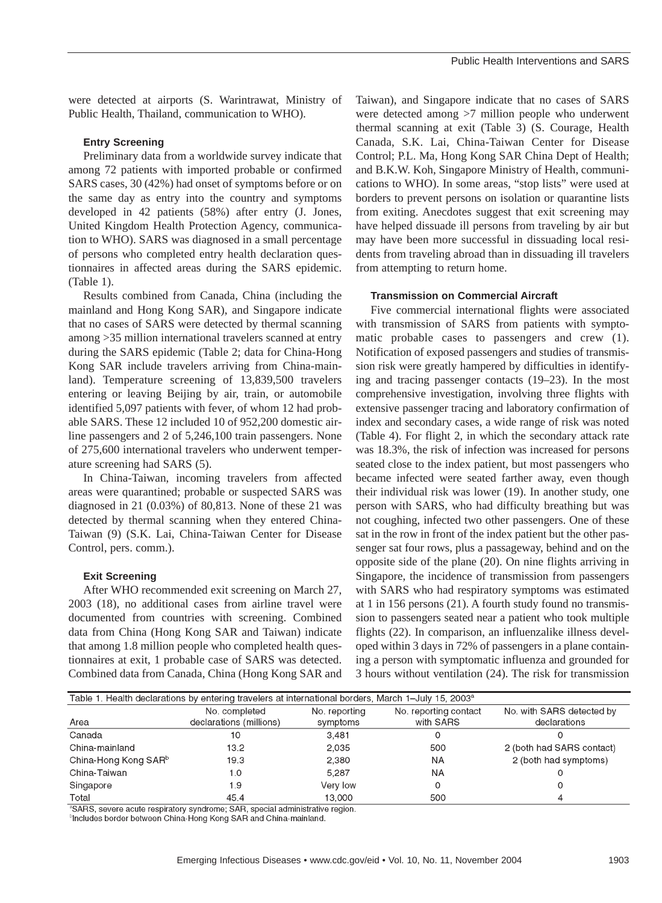were detected at airports (S. Warintrawat, Ministry of Public Health, Thailand, communication to WHO).

### Entry Screening

Preliminary data from a worldwide survey indicate that among 72 patients with imported probable or confirmed SARS cases, 30 (42%) had onset of symptoms before or on the same day as entry into the country and symptoms developed in 42 patients (58%) after entry (J. Jones, United Kingdom Health Protection Agency, communication to WHO). SARS was diagnosed in a small percentage of persons who completed entry health declaration questionnaires in affected areas during the SARS epidemic. (Table 1).

Results combined from Canada, China (including the mainland and Hong Kong SAR), and Singapore indicate that no cases of SARS were detected by thermal scanning among >35 million international travelers scanned at entry during the SARS epidemic (Table 2; data for China-Hong Kong SAR include travelers arriving from China-mainland). Temperature screening of 13,839,500 travelers entering or leaving Beijing by air, train, or automobile identified 5,097 patients with fever, of whom 12 had probable SARS. These 12 included 10 of 952,200 domestic airline passengers and 2 of 5,246,100 train passengers. None of 275,600 international travelers who underwent temperature screening had SARS (5).

In China-Taiwan, incoming travelers from affected areas were quarantined; probable or suspected SARS was diagnosed in 21 (0.03%) of 80,813. None of these 21 was detected by thermal scanning when they entered China-Taiwan (9) (S.K. Lai, China-Taiwan Center for Disease Control, pers. comm.).

### Exit Screening

After WHO recommended exit screening on March 27, 2003 (18), no additional cases from airline travel were documented from countries with screening. Combined data from China (Hong Kong SAR and Taiwan) indicate that among 1.8 million people who completed health questionnaires at exit, 1 probable case of SARS was detected. Combined data from Canada, China (Hong Kong SAR and Taiwan), and Singapore indicate that no cases of SARS were detected among >7 million people who underwent thermal scanning at exit (Table 3) (S. Courage, Health Canada, S.K. Lai, China-Taiwan Center for Disease Control; P.L. Ma, Hong Kong SAR China Dept of Health; and B.K.W. Koh, Singapore Ministry of Health, communications to WHO). In some areas, "stop lists" were used at borders to prevent persons on isolation or quarantine lists from exiting. Anecdotes suggest that exit screening may have helped dissuade ill persons from traveling by air but may have been more successful in dissuading local residents from traveling abroad than in dissuading ill travelers from attempting to return home.

### Transmission on Commercial Aircraft

Five commercial international flights were associated with transmission of SARS from patients with symptomatic probable cases to passengers and crew (1). Notification of exposed passengers and studies of transmission risk were greatly hampered by difficulties in identifying and tracing passenger contacts (19–23). In the most comprehensive investigation, involving three flights with extensive passenger tracing and laboratory confirmation of index and secondary cases, a wide range of risk was noted (Table 4). For flight 2, in which the secondary attack rate was 18.3%, the risk of infection was increased for persons seated close to the index patient, but most passengers who became infected were seated farther away, even though their individual risk was lower (19). In another study, one person with SARS, who had difficulty breathing but was not coughing, infected two other passengers. One of these sat in the row in front of the index patient but the other passenger sat four rows, plus a passageway, behind and on the opposite side of the plane (20). On nine flights arriving in Singapore, the incidence of transmission from passengers with SARS who had respiratory symptoms was estimated at 1 in 156 persons (21). A fourth study found no transmission to passengers seated near a patient who took multiple flights (22). In comparison, an influenzalike illness developed within 3 days in 72% of passengers in a plane containing a person with symptomatic influenza and grounded for 3 hours without ventilation (24). The risk for transmission

Table 1. Health declarations by entering travelers at international borders, March 1–July 15, 2003[a]

| Area | No. completed declarations (millions) | No. reporting symptoms | No. reporting contact with SARS | No. with SARS detected by declarations |
|---|---|---|---|---|
| Canada | 10 | 3,481 | 0 | 0 |
| China-mainland | 13.2 | 2,035 | 500 | 2 (both had SARS contact) |
| China-Hong Kong SAR[b] | 19.3 | 2,380 | NA | 2 (both had symptoms) |
| China-Taiwan | 1.0 | 5,287 | NA | 0 |
| Singapore | 1.9 | Very low | 0 | 0 |
| Total | 45.4 | 13,000 | 500 | 4 |

[a]SARS, severe acute respiratory syndrome; SAR, special administrative region.
[b]Includes border between China-Hong Kong SAR and China-mainland.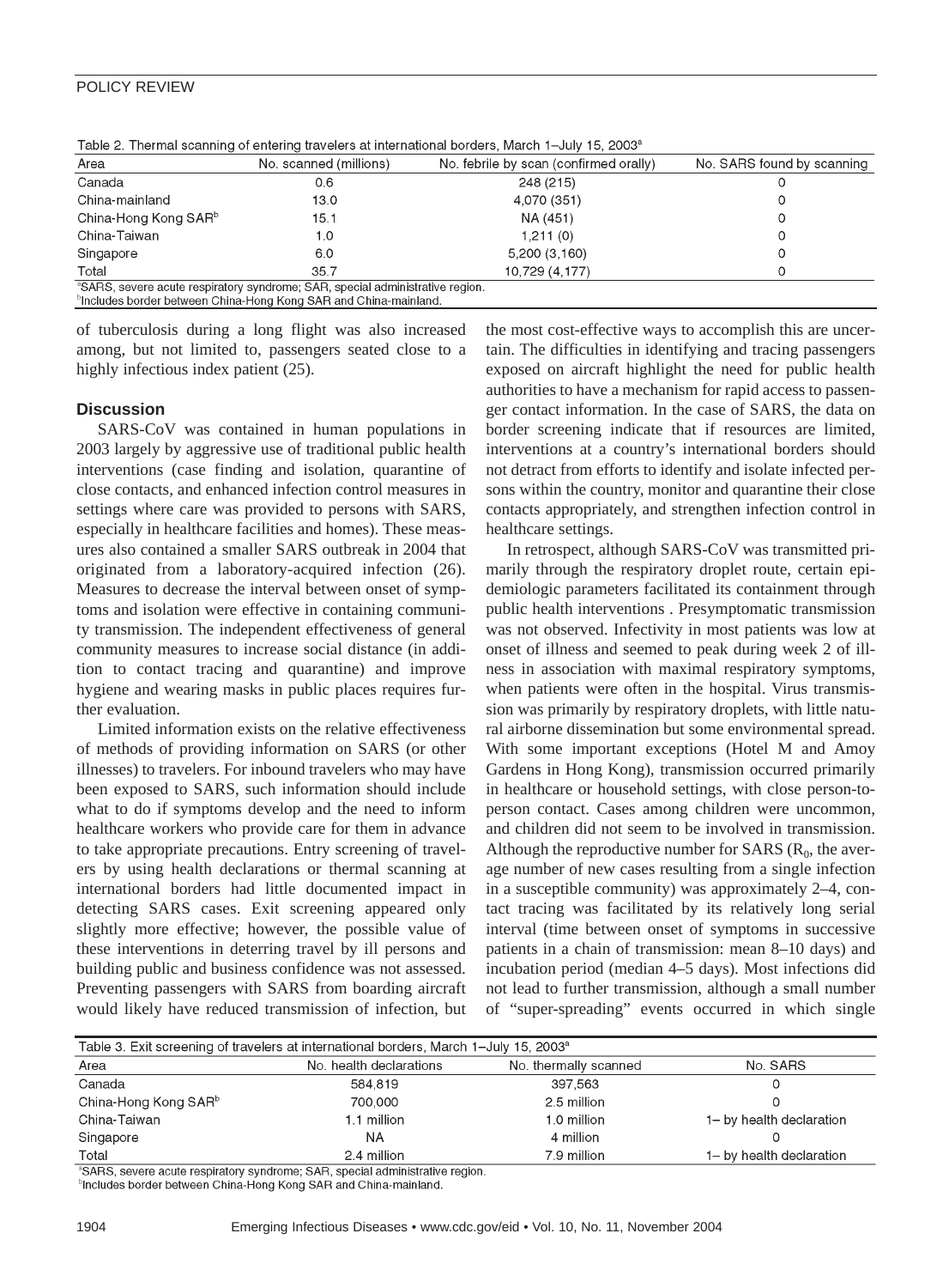Table 2. Thermal scanning of entering travelers at international borders, March 1–July 15, 2003[a]

| Area | No. scanned (millions) | No. febrile by scan (confirmed orally) | No. SARS found by scanning |
|---|---|---|---|
| Canada | 0.6 | 248 (215) | 0 |
| China-mainland | 13.0 | 4,070 (351) | 0 |
| China-Hong Kong SAR[b] | 15.1 | NA (451) | 0 |
| China-Taiwan | 1.0 | 1,211 (0) | 0 |
| Singapore | 6.0 | 5,200 (3,160) | 0 |
| Total | 35.7 | 10,729 (4,177) | 0 |

[a]SARS, severe acute respiratory syndrome; SAR, special administrative region.
[b]Includes border between China-Hong Kong SAR and China-mainland.

of tuberculosis during a long flight was also increased among, but not limited to, passengers seated close to a highly infectious index patient (25).

## Discussion

SARS-CoV was contained in human populations in 2003 largely by aggressive use of traditional public health interventions (case finding and isolation, quarantine of close contacts, and enhanced infection control measures in settings where care was provided to persons with SARS, especially in healthcare facilities and homes). These measures also contained a smaller SARS outbreak in 2004 that originated from a laboratory-acquired infection (26). Measures to decrease the interval between onset of symptoms and isolation were effective in containing community transmission. The independent effectiveness of general community measures to increase social distance (in addition to contact tracing and quarantine) and improve hygiene and wearing masks in public places requires further evaluation.

Limited information exists on the relative effectiveness of methods of providing information on SARS (or other illnesses) to travelers. For inbound travelers who may have been exposed to SARS, such information should include what to do if symptoms develop and the need to inform healthcare workers who provide care for them in advance to take appropriate precautions. Entry screening of travelers by using health declarations or thermal scanning at international borders had little documented impact in detecting SARS cases. Exit screening appeared only slightly more effective; however, the possible value of these interventions in deterring travel by ill persons and building public and business confidence was not assessed. Preventing passengers with SARS from boarding aircraft would likely have reduced transmission of infection, but the most cost-effective ways to accomplish this are uncertain. The difficulties in identifying and tracing passengers exposed on aircraft highlight the need for public health authorities to have a mechanism for rapid access to passenger contact information. In the case of SARS, the data on border screening indicate that if resources are limited, interventions at a country's international borders should not detract from efforts to identify and isolate infected persons within the country, monitor and quarantine their close contacts appropriately, and strengthen infection control in healthcare settings.

In retrospect, although SARS-CoV was transmitted primarily through the respiratory droplet route, certain epidemiologic parameters facilitated its containment through public health interventions . Presymptomatic transmission was not observed. Infectivity in most patients was low at onset of illness and seemed to peak during week 2 of illness in association with maximal respiratory symptoms, when patients were often in the hospital. Virus transmission was primarily by respiratory droplets, with little natural airborne dissemination but some environmental spread. With some important exceptions (Hotel M and Amoy Gardens in Hong Kong), transmission occurred primarily in healthcare or household settings, with close person-to-person contact. Cases among children were uncommon, and children did not seem to be involved in transmission. Although the reproductive number for SARS ($R_0$, the average number of new cases resulting from a single infection in a susceptible community) was approximately 2–4, contact tracing was facilitated by its relatively long serial interval (time between onset of symptoms in successive patients in a chain of transmission: mean 8–10 days) and incubation period (median 4–5 days). Most infections did not lead to further transmission, although a small number of "super-spreading" events occurred in which single

Table 3. Exit screening of travelers at international borders, March 1–July 15, 2003[a]

| Area | No. health declarations | No. thermally scanned | No. SARS |
|---|---|---|---|
| Canada | 584,819 | 397,563 | 0 |
| China-Hong Kong SAR[b] | 700,000 | 2.5 million | 0 |
| China-Taiwan | 1.1 million | 1.0 million | 1– by health declaration |
| Singapore | NA | 4 million | 0 |
| Total | 2.4 million | 7.9 million | 1– by health declaration |

[a]SARS, severe acute respiratory syndrome; SAR, special administrative region.
[b]Includes border between China-Hong Kong SAR and China-mainland.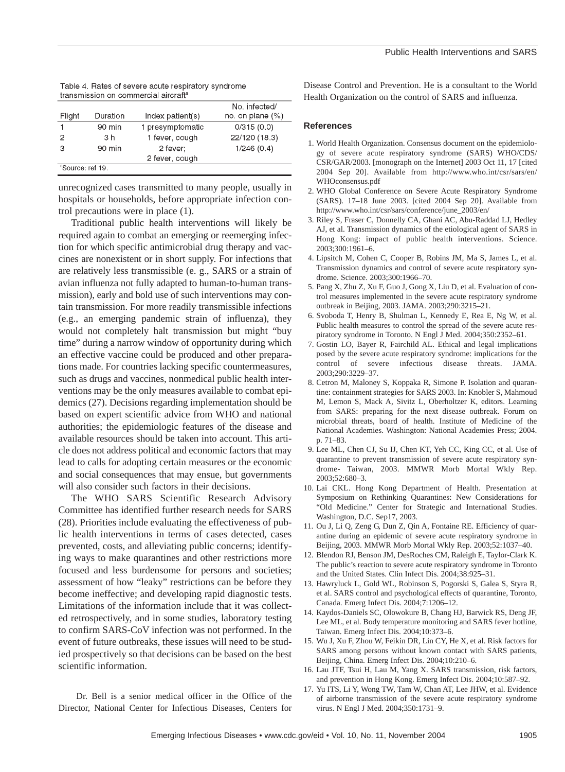Table 4. Rates of severe acute respiratory syndrome transmission on commercial aircraft[a]

| Flight | Duration | Index patient(s) | No. infected/ no. on plane (%) |
|---|---|---|---|
| 1 | 90 min | 1 presymptomatic | 0/315 (0.0) |
| 2 | 3 h | 1 fever, cough | 22/120 (18.3) |
| 3 | 90 min | 2 fever; 2 fever, cough | 1/246 (0.4) |

[a]Source: ref 19.

unrecognized cases transmitted to many people, usually in hospitals or households, before appropriate infection control precautions were in place (1).

Traditional public health interventions will likely be required again to combat an emerging or reemerging infection for which specific antimicrobial drug therapy and vaccines are nonexistent or in short supply. For infections that are relatively less transmissible (e. g., SARS or a strain of avian influenza not fully adapted to human-to-human transmission), early and bold use of such interventions may contain transmission. For more readily transmissible infections (e.g., an emerging pandemic strain of influenza), they would not completely halt transmission but might "buy time" during a narrow window of opportunity during which an effective vaccine could be produced and other preparations made. For countries lacking specific countermeasures, such as drugs and vaccines, nonmedical public health interventions may be the only measures available to combat epidemics (27). Decisions regarding implementation should be based on expert scientific advice from WHO and national authorities; the epidemiologic features of the disease and available resources should be taken into account. This article does not address political and economic factors that may lead to calls for adopting certain measures or the economic and social consequences that may ensue, but governments will also consider such factors in their decisions.

The WHO SARS Scientific Research Advisory Committee has identified further research needs for SARS (28). Priorities include evaluating the effectiveness of public health interventions in terms of cases detected, cases prevented, costs, and alleviating public concerns; identifying ways to make quarantines and other restrictions more focused and less burdensome for persons and societies; assessment of how "leaky" restrictions can be before they become ineffective; and developing rapid diagnostic tests. Limitations of the information include that it was collected retrospectively, and in some studies, laboratory testing to confirm SARS-CoV infection was not performed. In the event of future outbreaks, these issues will need to be studied prospectively so that decisions can be based on the best scientific information.

Dr. Bell is a senior medical officer in the Office of the Director, National Center for Infectious Diseases, Centers for Disease Control and Prevention. He is a consultant to the World Health Organization on the control of SARS and influenza.

## References

1. World Health Organization. Consensus document on the epidemiology of severe acute respiratory syndrome (SARS) WHO/CDS/CSR/GAR/2003. [monograph on the Internet] 2003 Oct 11, 17 [cited 2004 Sep 20]. Available from http://www.who.int/csr/sars/en/WHOconsensus.pdf
2. WHO Global Conference on Severe Acute Respiratory Syndrome (SARS). 17–18 June 2003. [cited 2004 Sep 20]. Available from http://www.who.int/csr/sars/conference/june_2003/en/
3. Riley S, Fraser C, Donnelly CA, Ghani AC, Abu-Raddad LJ, Hedley AJ, et al. Transmission dynamics of the etiological agent of SARS in Hong Kong: impact of public health interventions. Science. 2003;300:1961–6.
4. Lipsitch M, Cohen C, Cooper B, Robins JM, Ma S, James L, et al. Transmission dynamics and control of severe acute respiratory syndrome. Science. 2003;300:1966–70.
5. Pang X, Zhu Z, Xu F, Guo J, Gong X, Liu D, et al. Evaluation of control measures implemented in the severe acute respiratory syndrome outbreak in Beijing, 2003. JAMA. 2003;290:3215–21.
6. Svoboda T, Henry B, Shulman L, Kennedy E, Rea E, Ng W, et al. Public health measures to control the spread of the severe acute respiratory syndrome in Toronto. N Engl J Med. 2004;350:2352–61.
7. Gostin LO, Bayer R, Fairchild AL. Ethical and legal implications posed by the severe acute respiratory syndrome: implications for the control of severe infectious disease threats. JAMA. 2003;290:3229–37.
8. Cetron M, Maloney S, Koppaka R, Simone P. Isolation and quarantine: containment strategies for SARS 2003. In: Knobler S, Mahmoud M, Lemon S, Mack A, Sivitz L, Oberholtzer K, editors. Learning from SARS: preparing for the next disease outbreak. Forum on microbial threats, board of health. Institute of Medicine of the National Academies. Washington: National Academies Press; 2004. p. 71–83.
9. Lee ML, Chen CJ, Su IJ, Chen KT, Yeh CC, King CC, et al. Use of quarantine to prevent transmission of severe acute respiratory syndrome- Taiwan, 2003. MMWR Morb Mortal Wkly Rep. 2003;52:680–3.
10. Lai CKL. Hong Kong Department of Health. Presentation at Symposium on Rethinking Quarantines: New Considerations for "Old Medicine." Center for Strategic and International Studies. Washington, D.C. Sep17, 2003.
11. Ou J, Li Q, Zeng G, Dun Z, Qin A, Fontaine RE. Efficiency of quarantine during an epidemic of severe acute respiratory syndrome in Beijing, 2003. MMWR Morb Mortal Wkly Rep. 2003;52:1037–40.
12. Blendon RJ, Benson JM, DesRoches CM, Raleigh E, Taylor-Clark K. The public's reaction to severe acute respiratory syndrome in Toronto and the United States. Clin Infect Dis. 2004;38:925–31.
13. Hawryluck L, Gold WL, Robinson S, Pogorski S, Galea S, Styra R, et al. SARS control and psychological effects of quarantine, Toronto, Canada. Emerg Infect Dis. 2004;7:1206–12.
14. Kaydos-Daniels SC, Olowokure B, Chang HJ, Barwick RS, Deng JF, Lee ML, et al. Body temperature monitoring and SARS fever hotline, Taiwan. Emerg Infect Dis. 2004;10:373–6.
15. Wu J, Xu F, Zhou W, Feikin DR, Lin CY, He X, et al. Risk factors for SARS among persons without known contact with SARS patients, Beijing, China. Emerg Infect Dis. 2004;10:210–6.
16. Lau JTF, Tsui H, Lau M, Yang X. SARS transmission, risk factors, and prevention in Hong Kong. Emerg Infect Dis. 2004;10:587–92.
17. Yu ITS, Li Y, Wong TW, Tam W, Chan AT, Lee JHW, et al. Evidence of airborne transmission of the severe acute respiratory syndrome virus. N Engl J Med. 2004;350:1731–9.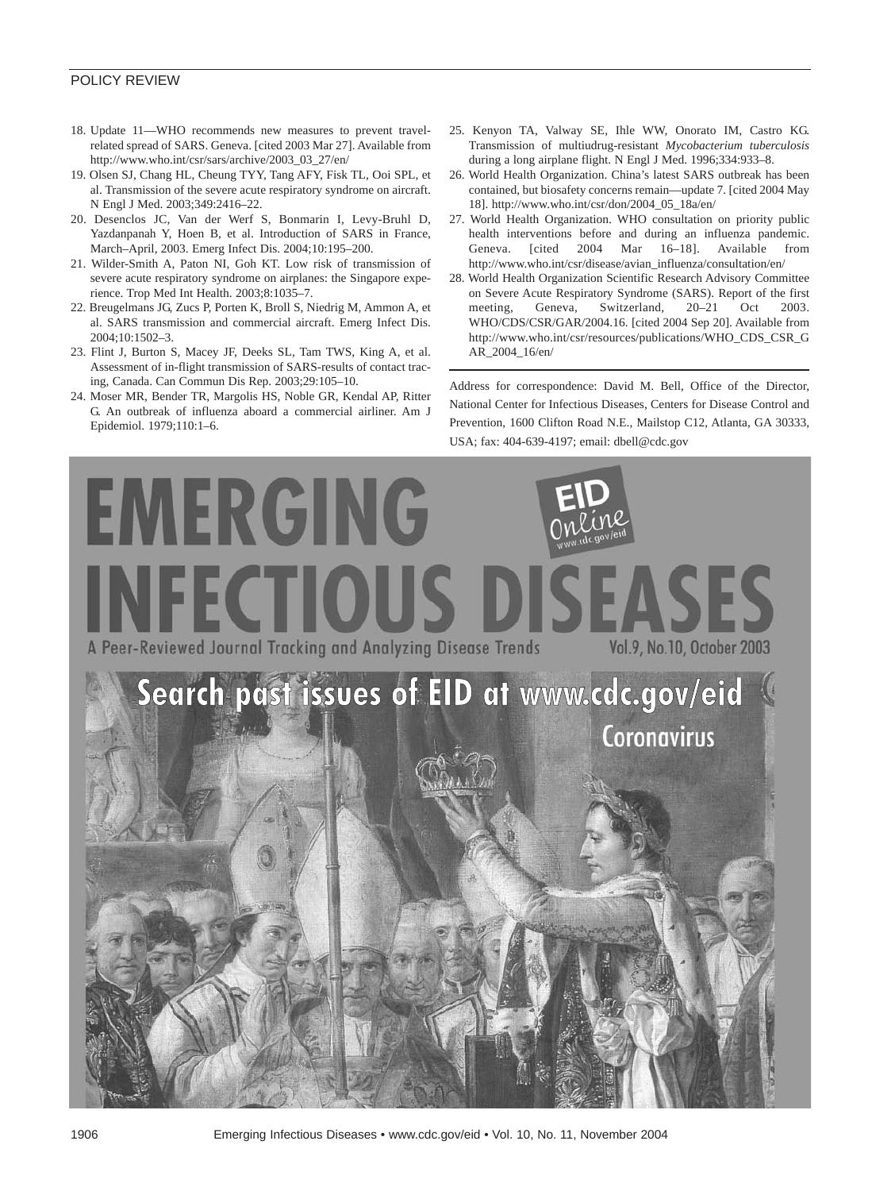18. Update 11—WHO recommends new measures to prevent travel-related spread of SARS. Geneva. [cited 2003 Mar 27]. Available from http://www.who.int/csr/sars/archive/2003_03_27/en/
19. Olsen SJ, Chang HL, Cheung TYY, Tang AFY, Fisk TL, Ooi SPL, et al. Transmission of the severe acute respiratory syndrome on aircraft. N Engl J Med. 2003;349:2416–22.
20. Desenclos JC, Van der Werf S, Bonmarin I, Levy-Bruhl D, Yazdanpanah Y, Hoen B, et al. Introduction of SARS in France, March–April, 2003. Emerg Infect Dis. 2004;10:195–200.
21. Wilder-Smith A, Paton NI, Goh KT. Low risk of transmission of severe acute respiratory syndrome on airplanes: the Singapore experience. Trop Med Int Health. 2003;8:1035–7.
22. Breugelmans JG, Zucs P, Porten K, Broll S, Niedrig M, Ammon A, et al. SARS transmission and commercial aircraft. Emerg Infect Dis. 2004;10:1502–3.
23. Flint J, Burton S, Macey JF, Deeks SL, Tam TWS, King A, et al. Assessment of in-flight transmission of SARS-results of contact tracing, Canada. Can Commun Dis Rep. 2003;29:105–10.
24. Moser MR, Bender TR, Margolis HS, Noble GR, Kendal AP, Ritter G. An outbreak of influenza aboard a commercial airliner. Am J Epidemiol. 1979;110:1–6.
25. Kenyon TA, Valway SE, Ihle WW, Onorato IM, Castro KG. Transmission of multiudrug-resistant *Mycobacterium tuberculosis* during a long airplane flight. N Engl J Med. 1996;334:933–8.
26. World Health Organization. China's latest SARS outbreak has been contained, but biosafety concerns remain—update 7. [cited 2004 May 18]. http://www.who.int/csr/don/2004_05_18a/en/
27. World Health Organization. WHO consultation on priority public health interventions before and during an influenza pandemic. Geneva. [cited 2004 Mar 16–18]. Available from http://www.who.int/csr/disease/avian_influenza/consultation/en/
28. World Health Organization Scientific Research Advisory Committee on Severe Acute Respiratory Syndrome (SARS). Report of the first meeting, Geneva, Switzerland, 20–21 Oct 2003. WHO/CDS/CSR/GAR/2004.16. [cited 2004 Sep 20]. Available from http://www.who.int/csr/resources/publications/WHO_CDS_CSR_GAR_2004_16/en/

Address for correspondence: David M. Bell, Office of the Director, National Center for Infectious Diseases, Centers for Disease Control and Prevention, 1600 Clifton Road N.E., Mailstop C12, Atlanta, GA 30333, USA; fax: 404-639-4197; email: dbell@cdc.gov

EMERGING INFECTIOUS DISEASES

EID Online www.cdc.gov/eid

A Peer-Reviewed Journal Tracking and Analyzing Disease Trends Vol.9, No.10, October 2003

Search past issues of EID at www.cdc.gov/eid

Coronavirus